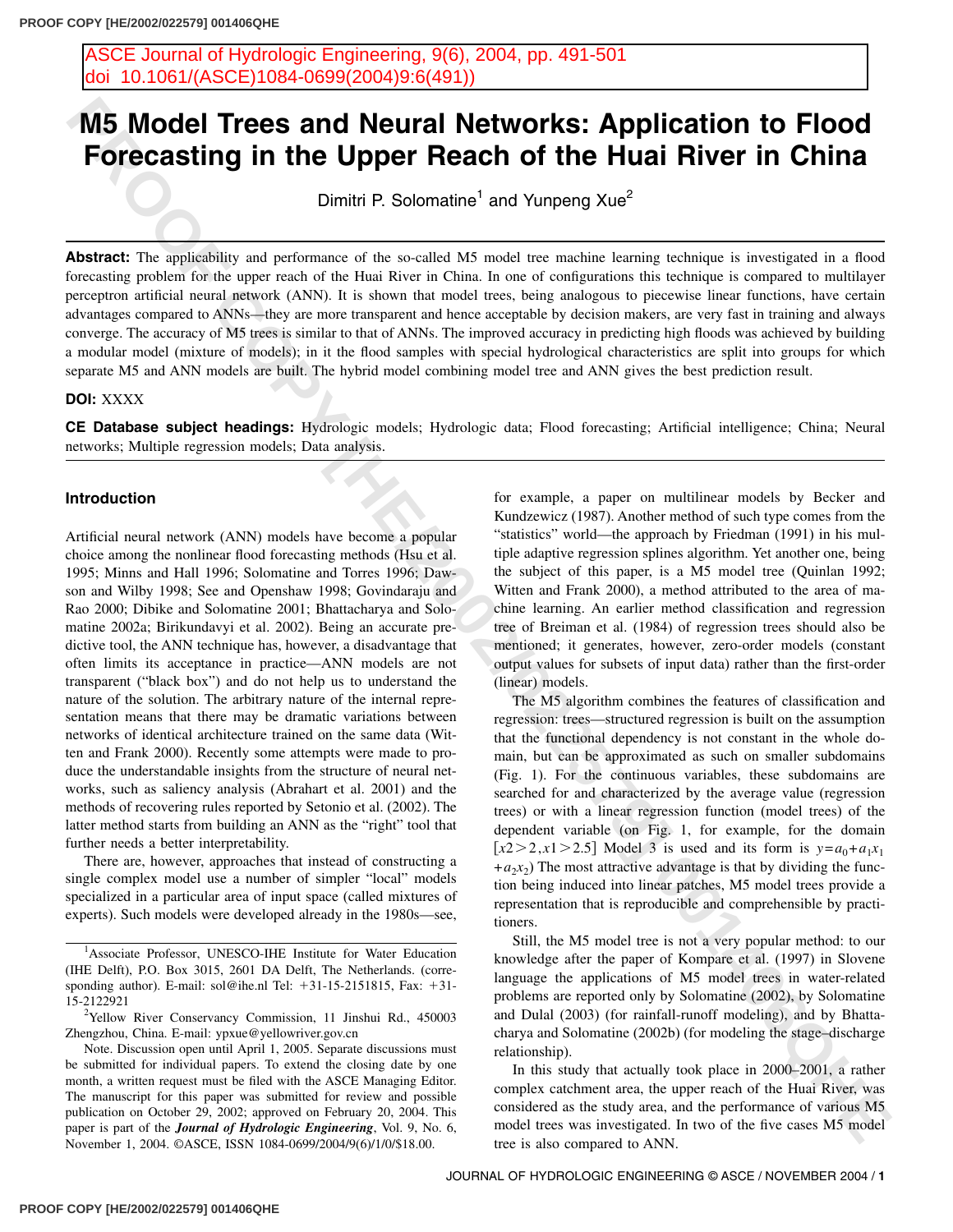ASCE Journal of Hydrologic Engineering, 9(6), 2004, pp. 491-501
doi 10.1061/(ASCE)1084-0699(2004)9:6(491))

# M5 Model Trees and Neural Networks: Application to Flood Forecasting in the Upper Reach of the Huai River in China

Dimitri P. Solomatine[1] and Yunpeng Xue[2]

**Abstract:** The applicability and performance of the so-called M5 model tree machine learning technique is investigated in a flood forecasting problem for the upper reach of the Huai River in China. In one of configurations this technique is compared to multilayer perceptron artificial neural network (ANN). It is shown that model trees, being analogous to piecewise linear functions, have certain advantages compared to ANNs—they are more transparent and hence acceptable by decision makers, are very fast in training and always converge. The accuracy of M5 trees is similar to that of ANNs. The improved accuracy in predicting high floods was achieved by building a modular model (mixture of models); in it the flood samples with special hydrological characteristics are split into groups for which separate M5 and ANN models are built. The hybrid model combining model tree and ANN gives the best prediction result.

**DOI:** XXXX

**CE Database subject headings:** Hydrologic models; Hydrologic data; Flood forecasting; Artificial intelligence; China; Neural networks; Multiple regression models; Data analysis.

## Introduction

Artificial neural network (ANN) models have become a popular choice among the nonlinear flood forecasting methods (Hsu et al. 1995; Minns and Hall 1996; Solomatine and Torres 1996; Dawson and Wilby 1998; See and Openshaw 1998; Govindaraju and Rao 2000; Dibike and Solomatine 2001; Bhattacharya and Solomatine 2002a; Birikundavyi et al. 2002). Being an accurate predictive tool, the ANN technique has, however, a disadvantage that often limits its acceptance in practice—ANN models are not transparent ("black box") and do not help us to understand the nature of the solution. The arbitrary nature of the internal representation means that there may be dramatic variations between networks of identical architecture trained on the same data (Witten and Frank 2000). Recently some attempts were made to produce the understandable insights from the structure of neural networks, such as saliency analysis (Abrahart et al. 2001) and the methods of recovering rules reported by Setonio et al. (2002). The latter method starts from building an ANN as the "right" tool that further needs a better interpretability.

There are, however, approaches that instead of constructing a single complex model use a number of simpler "local" models specialized in a particular area of input space (called mixtures of experts). Such models were developed already in the 1980s—see, for example, a paper on multilinear models by Becker and Kundzewicz (1987). Another method of such type comes from the "statistics" world—the approach by Friedman (1991) in his multiple adaptive regression splines algorithm. Yet another one, being the subject of this paper, is a M5 model tree (Quinlan 1992; Witten and Frank 2000), a method attributed to the area of machine learning. An earlier method classification and regression tree of Breiman et al. (1984) of regression trees should also be mentioned; it generates, however, zero-order models (constant output values for subsets of input data) rather than the first-order (linear) models.

The M5 algorithm combines the features of classification and regression: trees—structured regression is built on the assumption that the functional dependency is not constant in the whole domain, but can be approximated as such on smaller subdomains (Fig. 1). For the continuous variables, these subdomains are searched for and characterized by the average value (regression trees) or with a linear regression function (model trees) of the dependent variable (on Fig. 1, for example, for the domain $[x2>2, x1>2.5]$ Model 3 is used and its form is $y=a_0+a_1x_1+a_2x_2$) The most attractive advantage is that by dividing the function being induced into linear patches, M5 model trees provide a representation that is reproducible and comprehensible by practitioners.

Still, the M5 model tree is not a very popular method: to our knowledge after the paper of Kompare et al. (1997) in Slovene language the applications of M5 model trees in water-related problems are reported only by Solomatine (2002), by Solomatine and Dulal (2003) (for rainfall-runoff modeling), and by Bhattacharya and Solomatine (2002b) (for modeling the stage–discharge relationship).

In this study that actually took place in 2000–2001, a rather complex catchment area, the upper reach of the Huai River, was considered as the study area, and the performance of various M5 model trees was investigated. In two of the five cases M5 model tree is also compared to ANN.

[1]Associate Professor, UNESCO-IHE Institute for Water Education (IHE Delft), P.O. Box 3015, 2601 DA Delft, The Netherlands. (corresponding author). E-mail: sol@ihe.nl Tel: +31-15-2151815, Fax: +31-15-2122921

[2]Yellow River Conservancy Commission, 11 Jinshui Rd., 450003 Zhengzhou, China. E-mail: ypxue@yellowriver.gov.cn

Note. Discussion open until April 1, 2005. Separate discussions must be submitted for individual papers. To extend the closing date by one month, a written request must be filed with the ASCE Managing Editor. The manuscript for this paper was submitted for review and possible publication on October 29, 2002; approved on February 20, 2004. This paper is part of the ***Journal of Hydrologic Engineering***, Vol. 9, No. 6, November 1, 2004. ©ASCE, ISSN 1084-0699/2004/9(6)/1/0/$18.00.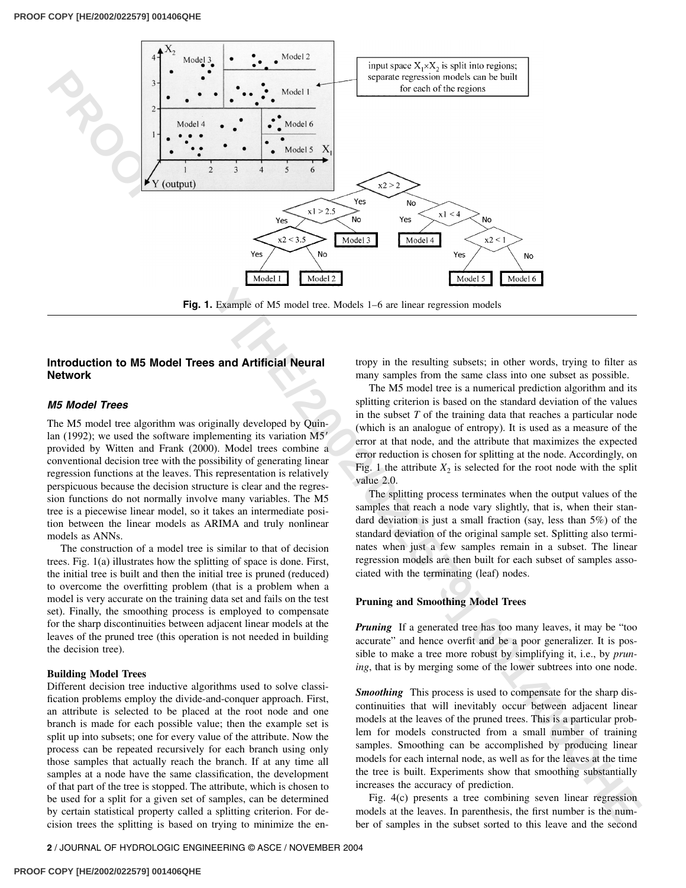Fig. 1. Example of M5 model tree. Models 1–6 are linear regression models

## Introduction to M5 Model Trees and Artificial Neural Network

### *M5 Model Trees*

The M5 model tree algorithm was originally developed by Quinlan (1992); we used the software implementing its variation M5′ provided by Witten and Frank (2000). Model trees combine a conventional decision tree with the possibility of generating linear regression functions at the leaves. This representation is relatively perspicuous because the decision structure is clear and the regression functions do not normally involve many variables. The M5 tree is a piecewise linear model, so it takes an intermediate position between the linear models as ARIMA and truly nonlinear models as ANNs.

The construction of a model tree is similar to that of decision trees. Fig. 1(a) illustrates how the splitting of space is done. First, the initial tree is built and then the initial tree is pruned (reduced) to overcome the overfitting problem (that is a problem when a model is very accurate on the training data set and fails on the test set). Finally, the smoothing process is employed to compensate for the sharp discontinuities between adjacent linear models at the leaves of the pruned tree (this operation is not needed in building the decision tree).

#### Building Model Trees

Different decision tree inductive algorithms used to solve classification problems employ the divide-and-conquer approach. First, an attribute is selected to be placed at the root node and one branch is made for each possible value; then the example set is split up into subsets; one for every value of the attribute. Now the process can be repeated recursively for each branch using only those samples that actually reach the branch. If at any time all samples at a node have the same classification, the development of that part of the tree is stopped. The attribute, which is chosen to be used for a split for a given set of samples, can be determined by certain statistical property called a splitting criterion. For decision trees the splitting is based on trying to minimize the entropy in the resulting subsets; in other words, trying to filter as many samples from the same class into one subset as possible.

The M5 model tree is a numerical prediction algorithm and its splitting criterion is based on the standard deviation of the values in the subset $T$ of the training data that reaches a particular node (which is an analogue of entropy). It is used as a measure of the error at that node, and the attribute that maximizes the expected error reduction is chosen for splitting at the node. Accordingly, on Fig. 1 the attribute $X_2$ is selected for the root node with the split value 2.0.

The splitting process terminates when the output values of the samples that reach a node vary slightly, that is, when their standard deviation is just a small fraction (say, less than 5%) of the standard deviation of the original sample set. Splitting also terminates when just a few samples remain in a subset. The linear regression models are then built for each subset of samples associated with the terminating (leaf) nodes.

#### Pruning and Smoothing Model Trees

***Pruning*** If a generated tree has too many leaves, it may be "too accurate" and hence overfit and be a poor generalizer. It is possible to make a tree more robust by simplifying it, i.e., by *pruning*, that is by merging some of the lower subtrees into one node.

***Smoothing*** This process is used to compensate for the sharp discontinuities that will inevitably occur between adjacent linear models at the leaves of the pruned trees. This is a particular problem for models constructed from a small number of training samples. Smoothing can be accomplished by producing linear models for each internal node, as well as for the leaves at the time the tree is built. Experiments show that smoothing substantially increases the accuracy of prediction.

Fig. 4(c) presents a tree combining seven linear regression models at the leaves. In parenthesis, the first number is the number of samples in the subset sorted to this leave and the second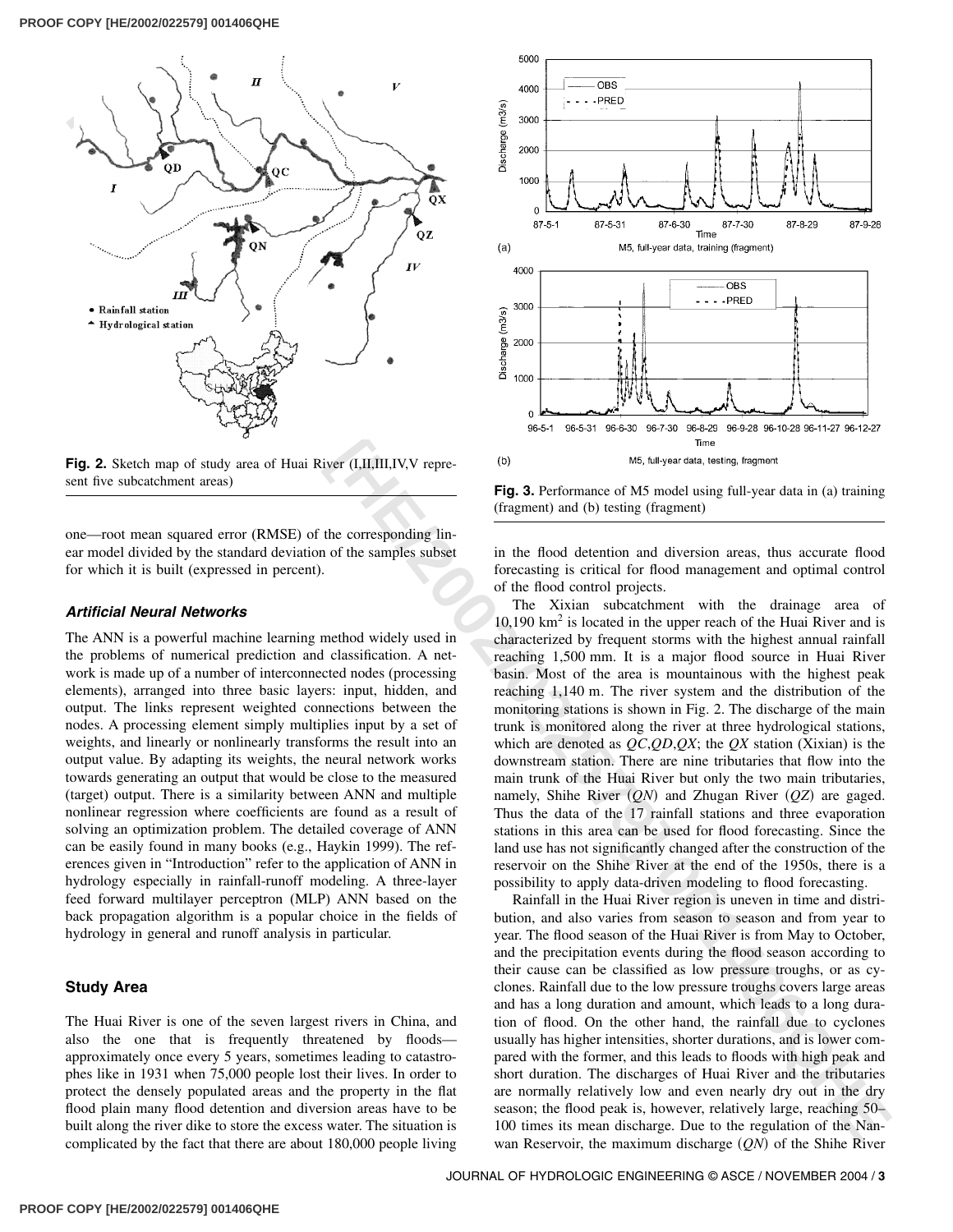Fig. 2. Sketch map of study area of Huai River (I,II,III,IV,V represent five subcatchment areas)

Fig. 3. Performance of M5 model using full-year data in (a) training (fragment) and (b) testing (fragment)

one—root mean squared error (RMSE) of the corresponding linear model divided by the standard deviation of the samples subset for which it is built (expressed in percent).

### *Artificial Neural Networks*

The ANN is a powerful machine learning method widely used in the problems of numerical prediction and classification. A network is made up of a number of interconnected nodes (processing elements), arranged into three basic layers: input, hidden, and output. The links represent weighted connections between the nodes. A processing element simply multiplies input by a set of weights, and linearly or nonlinearly transforms the result into an output value. By adapting its weights, the neural network works towards generating an output that would be close to the measured (target) output. There is a similarity between ANN and multiple nonlinear regression where coefficients are found as a result of solving an optimization problem. The detailed coverage of ANN can be easily found in many books (e.g., Haykin 1999). The references given in "Introduction" refer to the application of ANN in hydrology especially in rainfall-runoff modeling. A three-layer feed forward multilayer perceptron (MLP) ANN based on the back propagation algorithm is a popular choice in the fields of hydrology in general and runoff analysis in particular.

## Study Area

The Huai River is one of the seven largest rivers in China, and also the one that is frequently threatened by floods—approximately once every 5 years, sometimes leading to catastrophes like in 1931 when 75,000 people lost their lives. In order to protect the densely populated areas and the property in the flat flood plain many flood detention and diversion areas have to be built along the river dike to store the excess water. The situation is complicated by the fact that there are about 180,000 people living in the flood detention and diversion areas, thus accurate flood forecasting is critical for flood management and optimal control of the flood control projects.

The Xixian subcatchment with the drainage area of 10,190 $km^2$ is located in the upper reach of the Huai River and is characterized by frequent storms with the highest annual rainfall reaching 1,500 mm. It is a major flood source in Huai River basin. Most of the area is mountainous with the highest peak reaching 1,140 m. The river system and the distribution of the monitoring stations is shown in Fig. 2. The discharge of the main trunk is monitored along the river at three hydrological stations, which are denoted as *QC*,*QD*,*QX*; the *QX* station (Xixian) is the downstream station. There are nine tributaries that flow into the main trunk of the Huai River but only the two main tributaries, namely, Shihe River (*QN*) and Zhugan River (*QZ*) are gaged. Thus the data of the 17 rainfall stations and three evaporation stations in this area can be used for flood forecasting. Since the land use has not significantly changed after the construction of the reservoir on the Shihe River at the end of the 1950s, there is a possibility to apply data-driven modeling to flood forecasting.

Rainfall in the Huai River region is uneven in time and distribution, and also varies from season to season and from year to year. The flood season of the Huai River is from May to October, and the precipitation events during the flood season according to their cause can be classified as low pressure troughs, or as cyclones. Rainfall due to the low pressure troughs covers large areas and has a long duration and amount, which leads to a long duration of flood. On the other hand, the rainfall due to cyclones usually has higher intensities, shorter durations, and is lower compared with the former, and this leads to floods with high peak and short duration. The discharges of Huai River and the tributaries are normally relatively low and even nearly dry out in the dry season; the flood peak is, however, relatively large, reaching 50–100 times its mean discharge. Due to the regulation of the Nanwan Reservoir, the maximum discharge (*QN*) of the Shihe River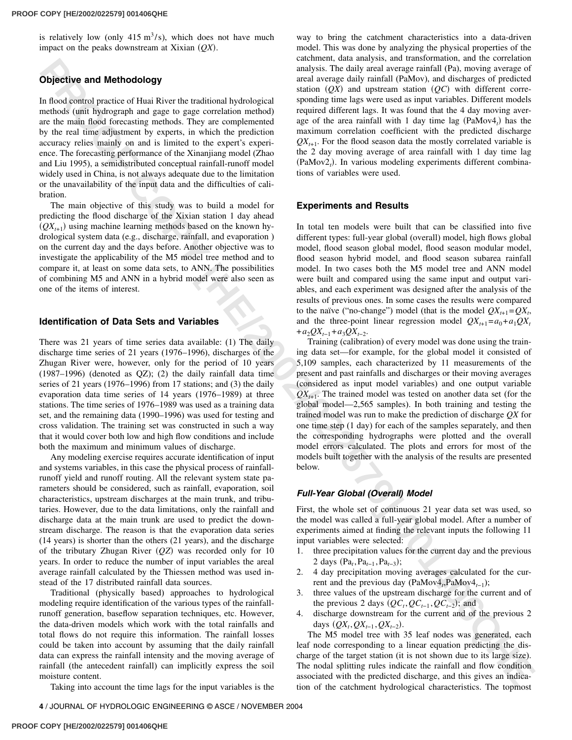is relatively low (only 415 $m^3/s$), which does not have much impact on the peaks downstream at Xixian ($QX$).

## Objective and Methodology

In flood control practice of Huai River the traditional hydrological methods (unit hydrograph and gage to gage correlation method) are the main flood forecasting methods. They are complemented by the real time adjustment by experts, in which the prediction accuracy relies mainly on and is limited to the expert's experience. The forecasting performance of the Xinanjiang model (Zhao and Liu 1995), a semidistributed conceptual rainfall-runoff model widely used in China, is not always adequate due to the limitation or the unavailability of the input data and the difficulties of calibration.

The main objective of this study was to build a model for predicting the flood discharge of the Xixian station 1 day ahead ($QX_{t+1}$) using machine learning methods based on the known hydrological system data (e.g., discharge, rainfall, and evaporation ) on the current day and the days before. Another objective was to investigate the applicability of the M5 model tree method and to compare it, at least on some data sets, to ANN. The possibilities of combining M5 and ANN in a hybrid model were also seen as one of the items of interest.

## Identification of Data Sets and Variables

There was 21 years of time series data available: (1) The daily discharge time series of 21 years (1976–1996), discharges of the Zhugan River were, however, only for the period of 10 years (1987–1996) (denoted as QZ); (2) the daily rainfall data time series of 21 years (1976–1996) from 17 stations; and (3) the daily evaporation data time series of 14 years (1976–1989) at three stations. The time series of 1976–1989 was used as a training data set, and the remaining data (1990–1996) was used for testing and cross validation. The training set was constructed in such a way that it would cover both low and high flow conditions and include both the maximum and minimum values of discharge.

Any modeling exercise requires accurate identification of input and systems variables, in this case the physical process of rainfall-runoff yield and runoff routing. All the relevant system state parameters should be considered, such as rainfall, evaporation, soil characteristics, upstream discharges at the main trunk, and tributaries. However, due to the data limitations, only the rainfall and discharge data at the main trunk are used to predict the downstream discharge. The reason is that the evaporation data series (14 years) is shorter than the others (21 years), and the discharge of the tributary Zhugan River ($QZ$) was recorded only for 10 years. In order to reduce the number of input variables the areal average rainfall calculated by the Thiessen method was used instead of the 17 distributed rainfall data sources.

Traditional (physically based) approaches to hydrological modeling require identification of the various types of the rainfall-runoff generation, baseflow separation techniques, etc. However, the data-driven models which work with the total rainfalls and total flows do not require this information. The rainfall losses could be taken into account by assuming that the daily rainfall data can express the rainfall intensity and the moving average of rainfall (the antecedent rainfall) can implicitly express the soil moisture content.

Taking into account the time lags for the input variables is the way to bring the catchment characteristics into a data-driven model. This was done by analyzing the physical properties of the catchment, data analysis, and transformation, and the correlation analysis. The daily areal average rainfall (Pa), moving average of areal average daily rainfall (PaMov), and discharges of predicted station ($QX$) and upstream station ($QC$) with different corresponding time lags were used as input variables. Different models required different lags. It was found that the 4 day moving average of the area rainfall with 1 day time lag ($PaMov4_t$) has the maximum correlation coefficient with the predicted discharge $QX_{t+1}$. For the flood season data the mostly correlated variable is the 2 day moving average of area rainfall with 1 day time lag ($PaMov2_t$). In various modeling experiments different combinations of variables were used.

## Experiments and Results

In total ten models were built that can be classified into five different types: full-year global (overall) model, high flows global model, flood season global model, flood season modular model, flood season hybrid model, and flood season subarea rainfall model. In two cases both the M5 model tree and ANN model were built and compared using the same input and output variables, and each experiment was designed after the analysis of the results of previous ones. In some cases the results were compared to the naïve ("no-change") model (that is the model $QX_{t+1}=QX_t$, and the three-point linear regression model $QX_{t+1}=a_0+a_1QX_t+a_2QX_{t-1}+a_3QX_{t-2}$.

Training (calibration) of every model was done using the training data set—for example, for the global model it consisted of 5,109 samples, each characterized by 11 measurements of the present and past rainfalls and discharges or their moving averages (considered as input model variables) and one output variable $QX_{t+1}$. The trained model was tested on another data set (for the global model—2,565 samples). In both training and testing the trained model was run to make the prediction of discharge $QX$ for one time step (1 day) for each of the samples separately, and then the corresponding hydrographs were plotted and the overall model errors calculated. The plots and errors for most of the models built together with the analysis of the results are presented below.

### *Full-Year Global (Overall) Model*

First, the whole set of continuous 21 year data set was used, so the model was called a full-year global model. After a number of experiments aimed at finding the relevant inputs the following 11 input variables were selected:

1. three precipitation values for the current day and the previous 2 days ($Pa_t, Pa_{t-1}, Pa_{t-3}$);
2. 4 day precipitation moving averages calculated for the current and the previous day ($PaMov4_t, PaMov4_{t-1}$);
3. three values of the upstream discharge for the current and of the previous 2 days ($QC_t, QC_{t-1}, QC_{t-2}$); and
4. discharge downstream for the current and of the previous 2 days ($QX_t, QX_{t-1}, QX_{t-2}$).

The M5 model tree with 35 leaf nodes was generated, each leaf node corresponding to a linear equation predicting the discharge of the target station (it is not shown due to its large size). The nodal splitting rules indicate the rainfall and flow condition associated with the predicted discharge, and this gives an indication of the catchment hydrological characteristics. The topmost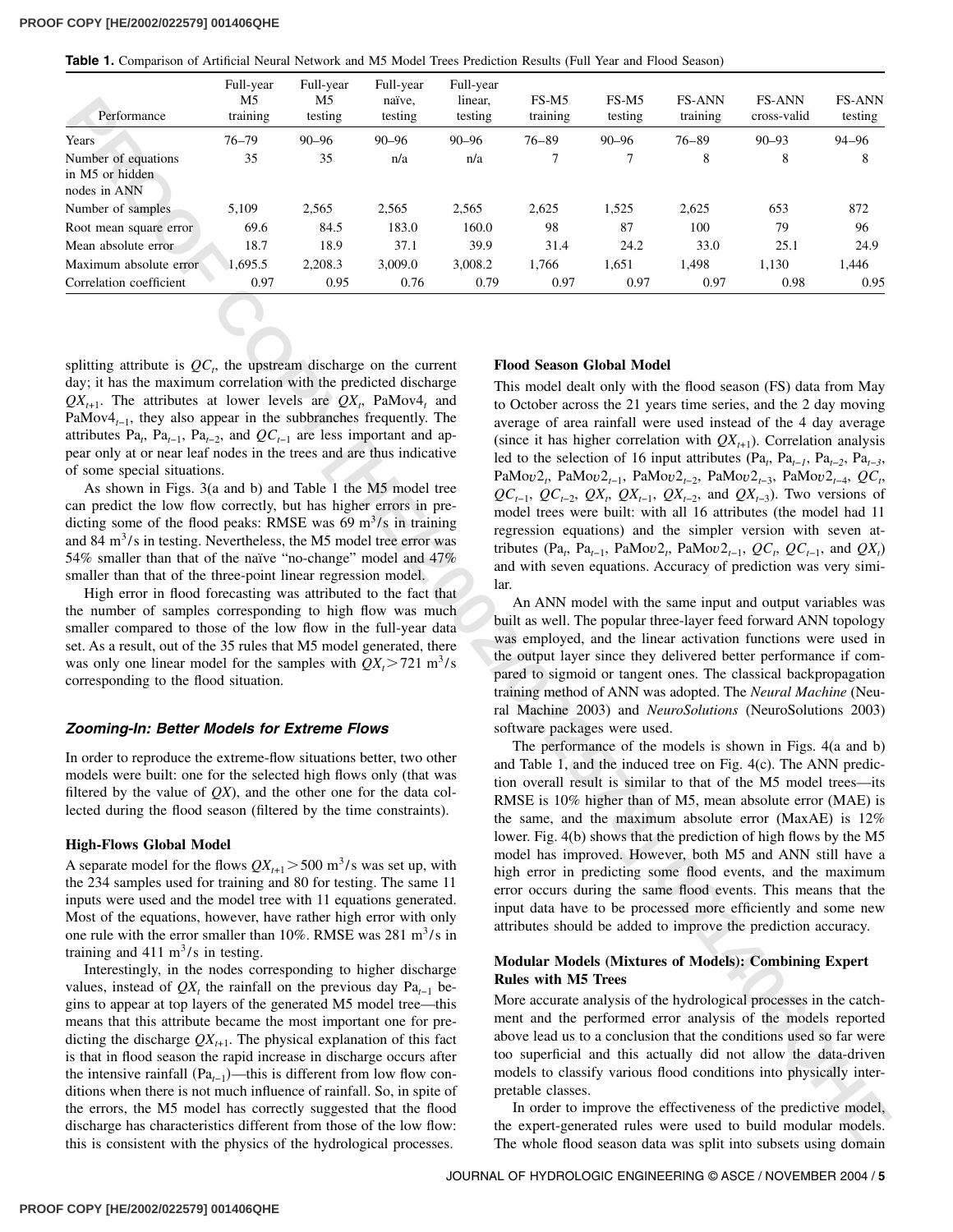**Table 1.** Comparison of Artificial Neural Network and M5 Model Trees Prediction Results (Full Year and Flood Season)

| Performance | Full-year M5 training | Full-year M5 testing | Full-year naïve, testing | Full-year linear, testing | FS-M5 training | FS-M5 testing | FS-ANN training | FS-ANN cross-valid | FS-ANN testing |
|---|---|---|---|---|---|---|---|---|---|
| Years | 76–79 | 90–96 | 90–96 | 90–96 | 76–89 | 90–96 | 76–89 | 90–93 | 94–96 |
| Number of equations in M5 or hidden nodes in ANN | 35 | 35 | n/a | n/a | 7 | 7 | 8 | 8 | 8 |
| Number of samples | 5,109 | 2,565 | 2,565 | 2,565 | 2,625 | 1,525 | 2,625 | 653 | 872 |
| Root mean square error | 69.6 | 84.5 | 183.0 | 160.0 | 98 | 87 | 100 | 79 | 96 |
| Mean absolute error | 18.7 | 18.9 | 37.1 | 39.9 | 31.4 | 24.2 | 33.0 | 25.1 | 24.9 |
| Maximum absolute error | 1,695.5 | 2,208.3 | 3,009.0 | 3,008.2 | 1,766 | 1,651 | 1,498 | 1,130 | 1,446 |
| Correlation coefficient | 0.97 | 0.95 | 0.76 | 0.79 | 0.97 | 0.97 | 0.97 | 0.98 | 0.95 |

splitting attribute is $QC_t$, the upstream discharge on the current day; it has the maximum correlation with the predicted discharge $QX_{t+1}$. The attributes at lower levels are $QX_t$, PaMov$4_t$ and PaMov$4_{t-1}$, they also appear in the subbranches frequently. The attributes $Pa_t$, $Pa_{t-1}$, $Pa_{t-2}$, and $QC_{t-1}$ are less important and appear only at or near leaf nodes in the trees and are thus indicative of some special situations.

As shown in Figs. 3(a and b) and Table 1 the M5 model tree can predict the low flow correctly, but has higher errors in predicting some of the flood peaks: RMSE was 69 $m^3/s$ in training and 84 $m^3/s$ in testing. Nevertheless, the M5 model tree error was 54% smaller than that of the naïve "no-change" model and 47% smaller than that of the three-point linear regression model.

High error in flood forecasting was attributed to the fact that the number of samples corresponding to high flow was much smaller compared to those of the low flow in the full-year data set. As a result, out of the 35 rules that M5 model generated, there was only one linear model for the samples with $QX_t > 721$ $m^3/s$ corresponding to the flood situation.

### *Zooming-In: Better Models for Extreme Flows*

In order to reproduce the extreme-flow situations better, two other models were built: one for the selected high flows only (that was filtered by the value of $QX$), and the other one for the data collected during the flood season (filtered by the time constraints).

#### High-Flows Global Model

A separate model for the flows $QX_{t+1} > 500$ $m^3/s$ was set up, with the 234 samples used for training and 80 for testing. The same 11 inputs were used and the model tree with 11 equations generated. Most of the equations, however, have rather high error with only one rule with the error smaller than 10%. RMSE was 281 $m^3/s$ in training and 411 $m^3/s$ in testing.

Interestingly, in the nodes corresponding to higher discharge values, instead of $QX_t$ the rainfall on the previous day $Pa_{t-1}$ begins to appear at top layers of the generated M5 model tree—this means that this attribute became the most important one for predicting the discharge $QX_{t+1}$. The physical explanation of this fact is that in flood season the rapid increase in discharge occurs after the intensive rainfall ($Pa_{t-1}$)—this is different from low flow conditions when there is not much influence of rainfall. So, in spite of the errors, the M5 model has correctly suggested that the flood discharge has characteristics different from those of the low flow: this is consistent with the physics of the hydrological processes.

#### Flood Season Global Model

This model dealt only with the flood season (FS) data from May to October across the 21 years time series, and the 2 day moving average of area rainfall were used instead of the 4 day average (since it has higher correlation with $QX_{t+1}$). Correlation analysis led to the selection of 16 input attributes ($Pa_t$, $Pa_{t-1}$, $Pa_{t-2}$, $Pa_{t-3}$, PaMov$2_t$, PaMov$2_{t-1}$, PaMov$2_{t-2}$, PaMov$2_{t-3}$, PaMov$2_{t-4}$, $QC_t$, $QC_{t-1}$, $QC_{t-2}$, $QX_t$, $QX_{t-1}$, $QX_{t-2}$, and $QX_{t-3}$). Two versions of model trees were built: with all 16 attributes (the model had 11 regression equations) and the simpler version with seven attributes ($Pa_t$, $Pa_{t-1}$, PaMov$2_t$, PaMov$2_{t-1}$, $QC_t$, $QC_{t-1}$, and $QX_t$) and with seven equations. Accuracy of prediction was very similar.

An ANN model with the same input and output variables was built as well. The popular three-layer feed forward ANN topology was employed, and the linear activation functions were used in the output layer since they delivered better performance if compared to sigmoid or tangent ones. The classical backpropagation training method of ANN was adopted. The *Neural Machine* (Neural Machine 2003) and *NeuroSolutions* (NeuroSolutions 2003) software packages were used.

The performance of the models is shown in Figs. 4(a and b) and Table 1, and the induced tree on Fig. 4(c). The ANN prediction overall result is similar to that of the M5 model trees—its RMSE is 10% higher than of M5, mean absolute error (MAE) is the same, and the maximum absolute error (MaxAE) is 12% lower. Fig. 4(b) shows that the prediction of high flows by the M5 model has improved. However, both M5 and ANN still have a high error in predicting some flood events, and the maximum error occurs during the same flood events. This means that the input data have to be processed more efficiently and some new attributes should be added to improve the prediction accuracy.

#### Modular Models (Mixtures of Models): Combining Expert Rules with M5 Trees

More accurate analysis of the hydrological processes in the catchment and the performed error analysis of the models reported above lead us to a conclusion that the conditions used so far were too superficial and this actually did not allow the data-driven models to classify various flood conditions into physically interpretable classes.

In order to improve the effectiveness of the predictive model, the expert-generated rules were used to build modular models. The whole flood season data was split into subsets using domain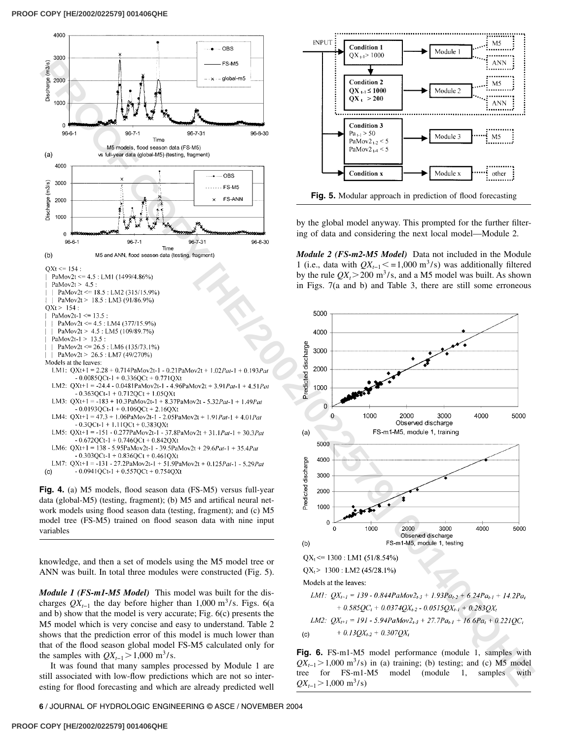```
QXt <= 154 :
|  PaMov2t <= 4.5 : LM1 (1499/4.86%)
|  PaMov2t > 4.5 :
|  |  PaMov2t <= 18.5 : LM2 (315/15.9%)
|  |  PaMov2t > 18.5 : LM3 (91/86.9%)
QXt > 154 :
|  PaMov2t-1 <= 13.5 :
|  |  PaMov2t <= 4.5 : LM4 (377/15.9%)
|  |  PaMov2t > 4.5 : LM5 (109/89.7%)
|  PaMov2t-1 > 13.5 :
|  |  PaMov2t <= 26.5 : LM6 (135/73.1%)
|  |  PaMov2t > 26.5 : LM7 (49/270%)
Models at the leaves:
  LM1: QXt+1 = 2.28 + 0.714PaMov2t-1 - 0.21PaMov2t + 1.02Pat-1 + 0.193Pat
         - 0.0085QCt-1 + 0.336QCt + 0.771QXt
  LM2: QXt+1 = -24.4 - 0.0481PaMov2t-1 - 4.96PaMov2t + 3.91Pat-1 + 4.51Pat
         - 0.363QCt-1 + 0.712QCt + 1.05QXt
  LM3: QXt+1 = -183 + 10.3PaMov2t-1 + 8.37PaMov2t - 5.32Pat-1 + 1.49Pat
         - 0.0193QCt-1 + 0.106QCt + 2.16QXt
  LM4: QXt+1 = 47.3 + 1.06PaMov2t-1 - 2.05PaMov2t + 1.91Pat-1 + 4.01Pat
         - 0.3QCt-1 + 1.11QCt + 0.383QXt
  LM5: QXt+1 = -151 - 0.277PaMov2t-1 - 37.8PaMov2t + 31.1Pat-1 + 30.3Pat
         - 0.672QCt-1 + 0.746QCt + 0.842QXt
  LM6: QXt+1 = 138 - 5.95PaMov2t-1 - 39.5PaMov2t + 29.6Pat-1 + 35.4Pat
         - 0.303QCt-1 + 0.836QCt + 0.461QXt
  LM7: QXt+1 = -131 - 27.2PaMov2t-1 + 51.9PaMov2t + 0.125Pat-1 - 5.29Pat
         - 0.0941QCt-1 + 0.557QCt + 0.754QXt
```

**Fig. 4.** (a) M5 models, flood season data (FS-M5) versus full-year data (global-M5) (testing, fragment); (b) M5 and artifical neural network models using flood season data (testing, fragment); and (c) M5 model tree (FS-M5) trained on flood season data with nine input variables

knowledge, and then a set of models using the M5 model tree or ANN was built. In total three modules were constructed (Fig. 5).

***Module 1 (FS-m1-M5 Model)*** This model was built for the discharges $QX_{t-1}$ the day before higher than 1,000 $m^3/s$. Figs. 6(a and b) show that the model is very accurate; Fig. 6(c) presents the M5 model which is very concise and easy to understand. Table 2 shows that the prediction error of this model is much lower than that of the flood season global model FS-M5 calculated only for the samples with $QX_{t-1} > 1{,}000$ $m^3/s$.

It was found that many samples processed by Module 1 are still associated with low-flow predictions which are not so interesting for flood forecasting and which are already predicted well by the global model anyway. This prompted for the further filtering of data and considering the next local model—Module 2.

**Fig. 5.** Modular approach in prediction of flood forecasting

***Module 2 (FS-m2-M5 Model)*** Data not included in the Module 1 (i.e., data with $QX_{t-1} <= 1{,}000$ $m^3/s$) was additionally filtered by the rule $QX_t > 200$ $m^3/s$, and a M5 model was built. As shown in Figs. 7(a and b) and Table 3, there are still some erroneous

$QX_t <= 1300$ : LM1 (51/8.54%)

$QX_t > 1300$ : LM2 (45/28.1%)

Models at the leaves:

*LM1*: $QX_{t-1} = 139 - 0.844PaMov2_{t-3} + 1.93Pa_{t-2} + 6.24Pa_{t-1} + 14.2Pa_t + 0.585QC_t + 0.0374QX_{t-2} - 0.0515QX_{t-1} + 0.283QX_t$

*LM2*: $QX_{t+1} = 191 - 5.94PaMov2_{t-3} + 27.7Pa_{t-1} + 16.6Pa_t + 0.221QC_t + 0.13QX_{t-2} + 0.307QX_t$

**Fig. 6.** FS-m1-M5 model performance (module 1, samples with $QX_{t-1} > 1{,}000$ $m^3/s$) in (a) training; (b) testing; and (c) M5 model tree for FS-m1-M5 model (module 1, samples with $QX_{t-1} > 1{,}000$ $m^3/s$)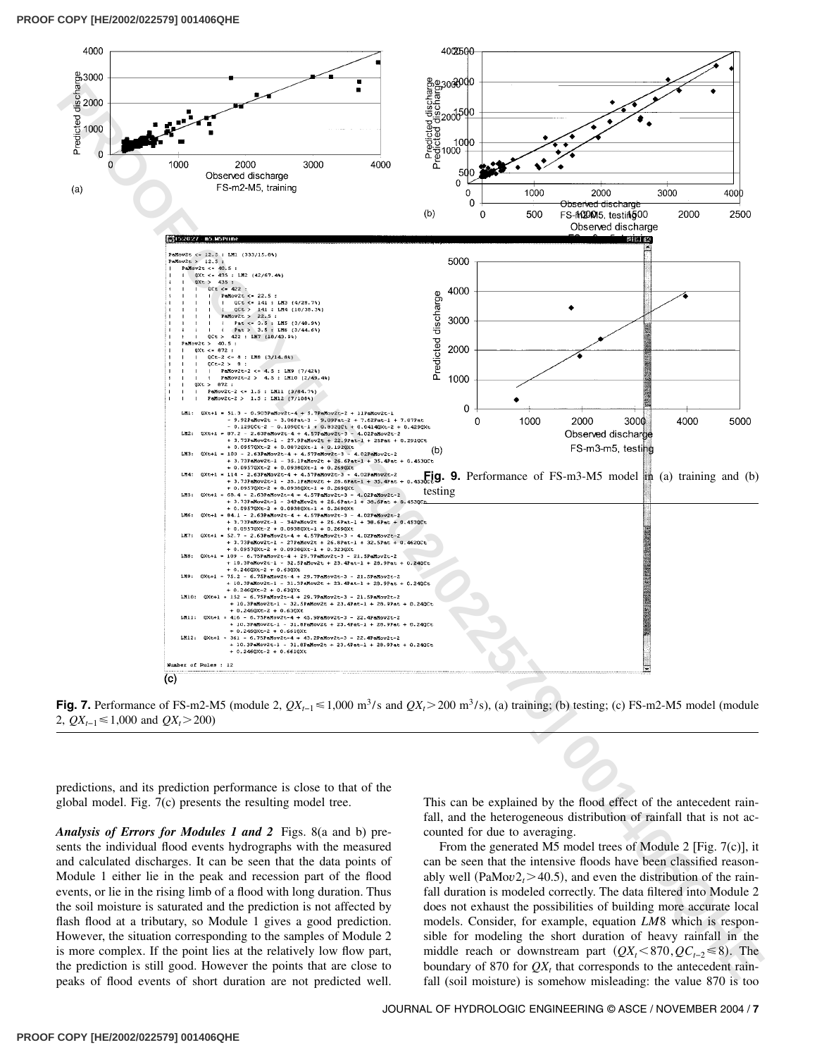**Fig. 9.** Performance of FS-m3-M5 model in (a) training and (b) testing

**Fig. 7.** Performance of FS-m2-M5 (module 2, $QX_{t-1} \leq 1{,}000$ m$^3$/s and $QX_t > 200$ m$^3$/s), (a) training; (b) testing; (c) FS-m2-M5 model (module 2, $QX_{t-1} \leq 1{,}000$ and $QX_t > 200$)

predictions, and its prediction performance is close to that of the global model. Fig. 7(c) presents the resulting model tree.

***Analysis of Errors for Modules 1 and 2*** Figs. 8(a and b) presents the individual flood events hydrographs with the measured and calculated discharges. It can be seen that the data points of Module 1 either lie in the peak and recession part of the flood events, or lie in the rising limb of a flood with long duration. Thus the soil moisture is saturated and the prediction is not affected by flash flood at a tributary, so Module 1 gives a good prediction. However, the situation corresponding to the samples of Module 2 is more complex. If the point lies at the relatively low flow part, the prediction is still good. However the points that are close to peaks of flood events of short duration are not predicted well. This can be explained by the flood effect of the antecedent rainfall, and the heterogeneous distribution of rainfall that is not accounted for due to averaging.

From the generated M5 model trees of Module 2 [Fig. 7(c)], it can be seen that the intensive floods have been classified reasonably well ($PaMov2_t > 40.5$), and even the distribution of the rainfall duration is modeled correctly. The data filtered into Module 2 does not exhaust the possibilities of building more accurate local models. Consider, for example, equation *LM*8 which is responsible for modeling the short duration of heavy rainfall in the middle reach or downstream part ($QX_t < 870, QC_{t-2} \leq 8$). The boundary of 870 for $QX_t$ that corresponds to the antecedent rainfall (soil moisture) is somehow misleading: the value 870 is too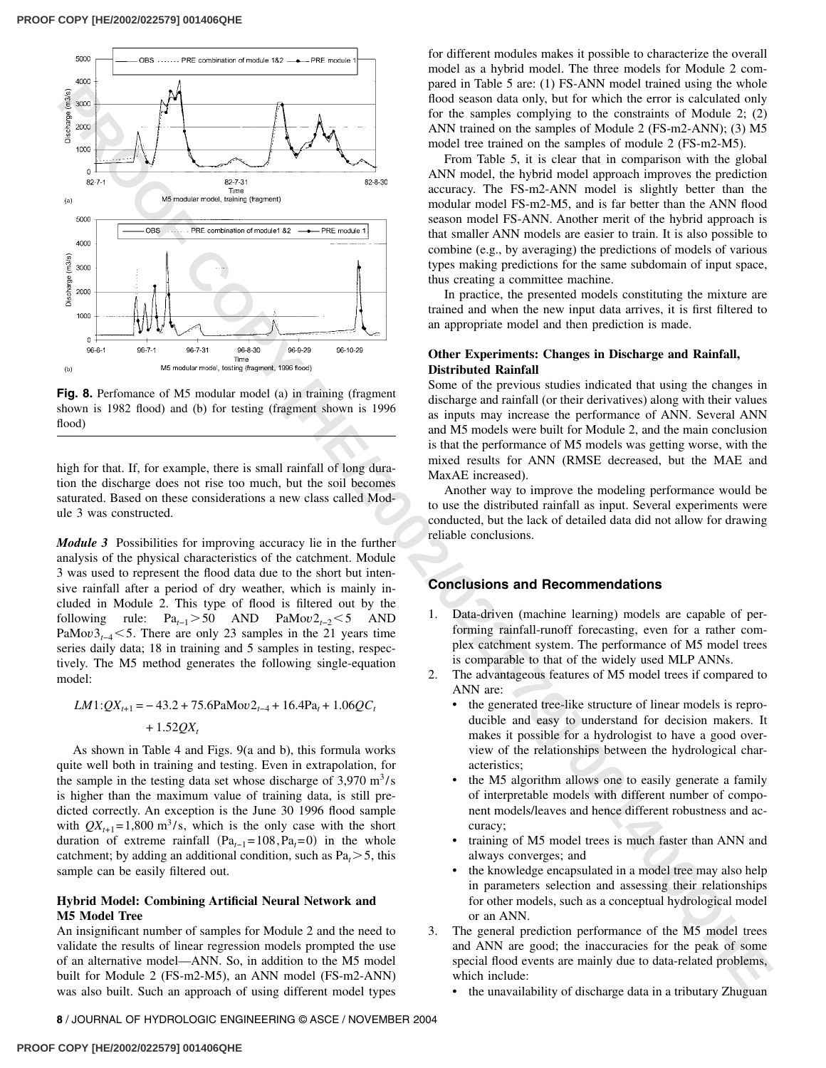Fig. 8. Perfomance of M5 modular model (a) in training (fragment shown is 1982 flood) and (b) for testing (fragment shown is 1996 flood)

high for that. If, for example, there is small rainfall of long duration the discharge does not rise too much, but the soil becomes saturated. Based on these considerations a new class called Module 3 was constructed.

***Module 3*** Possibilities for improving accuracy lie in the further analysis of the physical characteristics of the catchment. Module 3 was used to represent the flood data due to the short but intensive rainfall after a period of dry weather, which is mainly included in Module 2. This type of flood is filtered out by the following rule: $\mathrm{Pa}_{t-1}>50$ AND $\mathrm{PaMov}2_{t-2}<5$ AND $\mathrm{PaMov}3_{t-4}<5$. There are only 23 samples in the 21 years time series daily data; 18 in training and 5 samples in testing, respectively. The M5 method generates the following single-equation model:

$$LM1{:}QX_{t+1} = -43.2 + 75.6\mathrm{PaMov}2_{t-4} + 16.4\mathrm{Pa}_t + 1.06QC_t + 1.52QX_t$$

As shown in Table 4 and Figs. 9(a and b), this formula works quite well both in training and testing. Even in extrapolation, for the sample in the testing data set whose discharge of 3,970 $\mathrm{m}^3/\mathrm{s}$ is higher than the maximum value of training data, is still predicted correctly. An exception is the June 30 1996 flood sample with $QX_{t+1}=1{,}800\ \mathrm{m}^3/\mathrm{s}$, which is the only case with the short duration of extreme rainfall ($\mathrm{Pa}_{t-1}=108, \mathrm{Pa}_t=0$) in the whole catchment; by adding an additional condition, such as $\mathrm{Pa}_t>5$, this sample can be easily filtered out.

### Hybrid Model: Combining Artificial Neural Network and M5 Model Tree

An insignificant number of samples for Module 2 and the need to validate the results of linear regression models prompted the use of an alternative model—ANN. So, in addition to the M5 model built for Module 2 (FS-m2-M5), an ANN model (FS-m2-ANN) was also built. Such an approach of using different model types for different modules makes it possible to characterize the overall model as a hybrid model. The three models for Module 2 compared in Table 5 are: (1) FS-ANN model trained using the whole flood season data only, but for which the error is calculated only for the samples complying to the constraints of Module 2; (2) ANN trained on the samples of Module 2 (FS-m2-ANN); (3) M5 model tree trained on the samples of module 2 (FS-m2-M5).

From Table 5, it is clear that in comparison with the global ANN model, the hybrid model approach improves the prediction accuracy. The FS-m2-ANN model is slightly better than the modular model FS-m2-M5, and is far better than the ANN flood season model FS-ANN. Another merit of the hybrid approach is that smaller ANN models are easier to train. It is also possible to combine (e.g., by averaging) the predictions of models of various types making predictions for the same subdomain of input space, thus creating a committee machine.

In practice, the presented models constituting the mixture are trained and when the new input data arrives, it is first filtered to an appropriate model and then prediction is made.

### Other Experiments: Changes in Discharge and Rainfall, Distributed Rainfall

Some of the previous studies indicated that using the changes in discharge and rainfall (or their derivatives) along with their values as inputs may increase the performance of ANN. Several ANN and M5 models were built for Module 2, and the main conclusion is that the performance of M5 models was getting worse, with the mixed results for ANN (RMSE decreased, but the MAE and MaxAE increased).

Another way to improve the modeling performance would be to use the distributed rainfall as input. Several experiments were conducted, but the lack of detailed data did not allow for drawing reliable conclusions.

## Conclusions and Recommendations

1. Data-driven (machine learning) models are capable of performing rainfall-runoff forecasting, even for a rather complex catchment system. The performance of M5 model trees is comparable to that of the widely used MLP ANNs.
2. The advantageous features of M5 model trees if compared to ANN are:
   - the generated tree-like structure of linear models is reproducible and easy to understand for decision makers. It makes it possible for a hydrologist to have a good overview of the relationships between the hydrological characteristics;
   - the M5 algorithm allows one to easily generate a family of interpretable models with different number of component models/leaves and hence different robustness and accuracy;
   - training of M5 model trees is much faster than ANN and always converges; and
   - the knowledge encapsulated in a model tree may also help in parameters selection and assessing their relationships for other models, such as a conceptual hydrological model or an ANN.
3. The general prediction performance of the M5 model trees and ANN are good; the inaccuracies for the peak of some special flood events are mainly due to data-related problems, which include:
   - the unavailability of discharge data in a tributary Zhuguan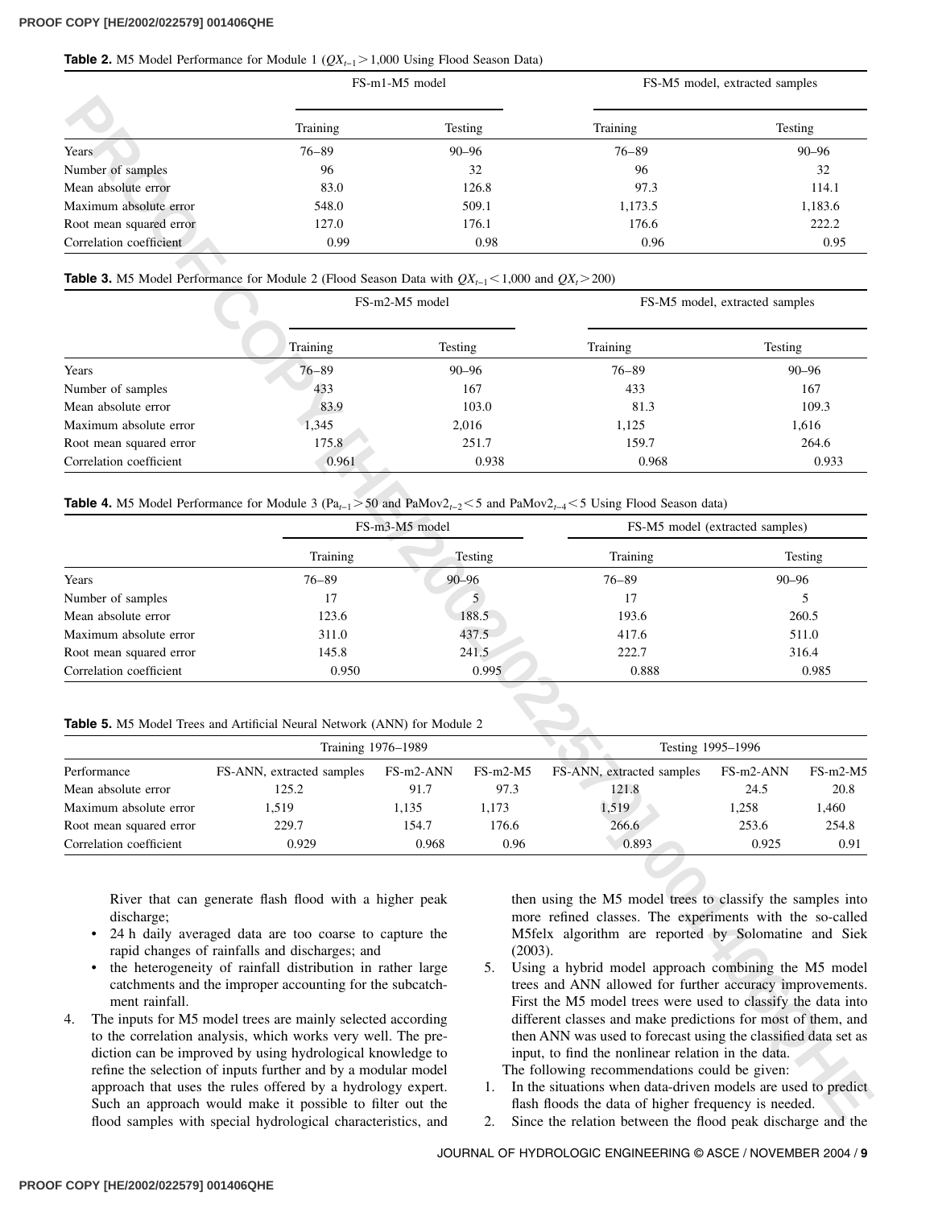**Table 2.** M5 Model Performance for Module 1 ($QX_{t-1} > 1{,}000$ Using Flood Season Data)

| | FS-m1-M5 model | | FS-M5 model, extracted samples | |
|---|---|---|---|---|
| | Training | Testing | Training | Testing |
| Years | 76–89 | 90–96 | 76–89 | 90–96 |
| Number of samples | 96 | 32 | 96 | 32 |
| Mean absolute error | 83.0 | 126.8 | 97.3 | 114.1 |
| Maximum absolute error | 548.0 | 509.1 | 1,173.5 | 1,183.6 |
| Root mean squared error | 127.0 | 176.1 | 176.6 | 222.2 |
| Correlation coefficient | 0.99 | 0.98 | 0.96 | 0.95 |

**Table 3.** M5 Model Performance for Module 2 (Flood Season Data with $QX_{t-1} < 1{,}000$ and $QX_t > 200$)

| | FS-m2-M5 model | | FS-M5 model, extracted samples | |
|---|---|---|---|---|
| | Training | Testing | Training | Testing |
| Years | 76–89 | 90–96 | 76–89 | 90–96 |
| Number of samples | 433 | 167 | 433 | 167 |
| Mean absolute error | 83.9 | 103.0 | 81.3 | 109.3 |
| Maximum absolute error | 1,345 | 2,016 | 1,125 | 1,616 |
| Root mean squared error | 175.8 | 251.7 | 159.7 | 264.6 |
| Correlation coefficient | 0.961 | 0.938 | 0.968 | 0.933 |

**Table 4.** M5 Model Performance for Module 3 ($Pa_{t-1} > 50$ and $PaMov2_{t-2} < 5$ and $PaMov2_{t-4} < 5$ Using Flood Season data)

| | FS-m3-M5 model | | FS-M5 model (extracted samples) | |
|---|---|---|---|---|
| | Training | Testing | Training | Testing |
| Years | 76–89 | 90–96 | 76–89 | 90–96 |
| Number of samples | 17 | 5 | 17 | 5 |
| Mean absolute error | 123.6 | 188.5 | 193.6 | 260.5 |
| Maximum absolute error | 311.0 | 437.5 | 417.6 | 511.0 |
| Root mean squared error | 145.8 | 241.5 | 222.7 | 316.4 |
| Correlation coefficient | 0.950 | 0.995 | 0.888 | 0.985 |

**Table 5.** M5 Model Trees and Artificial Neural Network (ANN) for Module 2

| | Training 1976–1989 | | | Testing 1995–1996 | | |
|---|---|---|---|---|---|---|
| Performance | FS-ANN, extracted samples | FS-m2-ANN | FS-m2-M5 | FS-ANN, extracted samples | FS-m2-ANN | FS-m2-M5 |
| Mean absolute error | 125.2 | 91.7 | 97.3 | 121.8 | 24.5 | 20.8 |
| Maximum absolute error | 1,519 | 1,135 | 1,173 | 1,519 | 1,258 | 1,460 |
| Root mean squared error | 229.7 | 154.7 | 176.6 | 266.6 | 253.6 | 254.8 |
| Correlation coefficient | 0.929 | 0.968 | 0.96 | 0.893 | 0.925 | 0.91 |

River that can generate flash flood with a higher peak discharge;

- 24 h daily averaged data are too coarse to capture the rapid changes of rainfalls and discharges; and
- the heterogeneity of rainfall distribution in rather large catchments and the improper accounting for the subcatchment rainfall.

4. The inputs for M5 model trees are mainly selected according to the correlation analysis, which works very well. The prediction can be improved by using hydrological knowledge to refine the selection of inputs further and by a modular model approach that uses the rules offered by a hydrology expert. Such an approach would make it possible to filter out the flood samples with special hydrological characteristics, and then using the M5 model trees to classify the samples into more refined classes. The experiments with the so-called M5felx algorithm are reported by Solomatine and Siek (2003).
5. Using a hybrid model approach combining the M5 model trees and ANN allowed for further accuracy improvements. First the M5 model trees were used to classify the data into different classes and make predictions for most of them, and then ANN was used to forecast using the classified data set as input, to find the nonlinear relation in the data.

The following recommendations could be given:

1. In the situations when data-driven models are used to predict flash floods the data of higher frequency is needed.
2. Since the relation between the flood peak discharge and the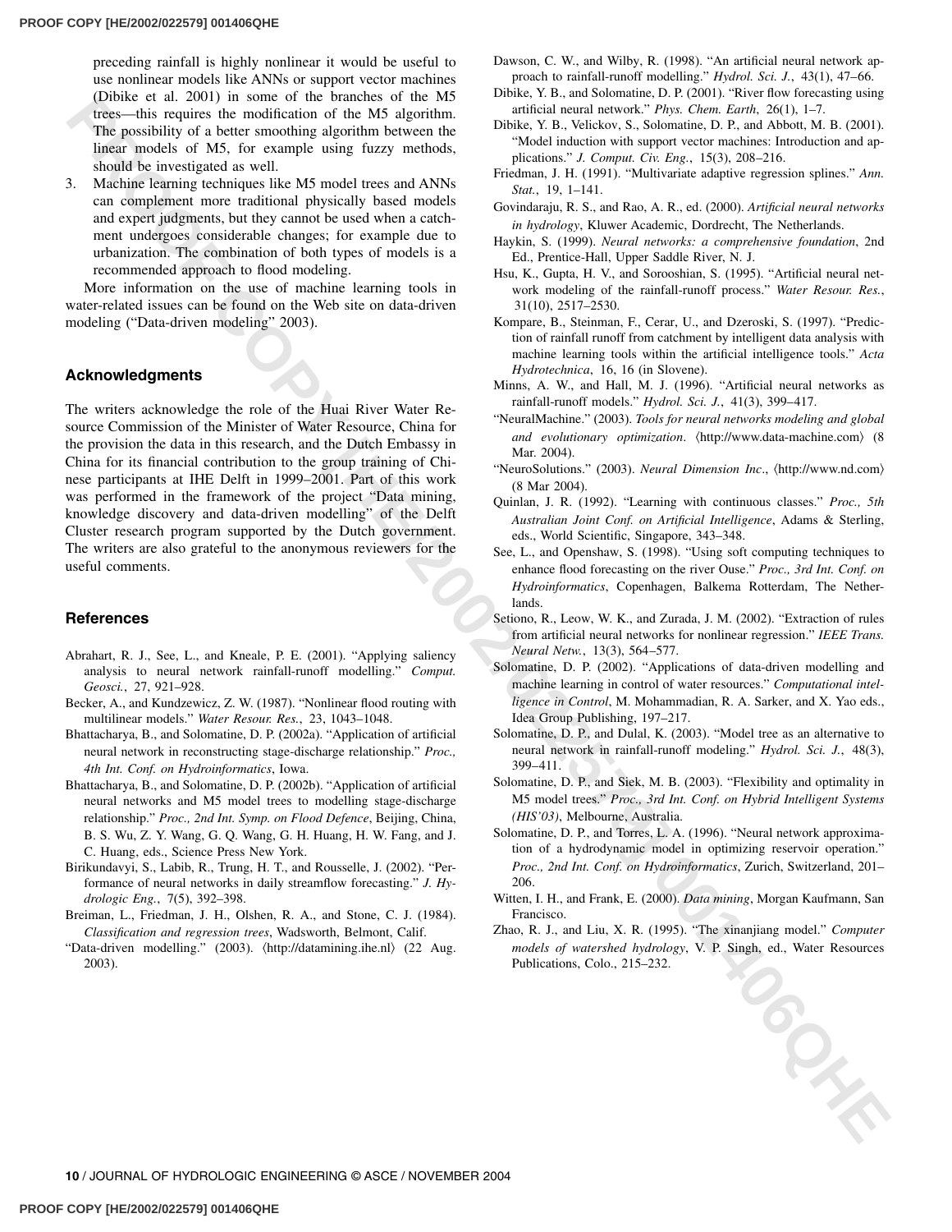preceding rainfall is highly nonlinear it would be useful to use nonlinear models like ANNs or support vector machines (Dibike et al. 2001) in some of the branches of the M5 trees—this requires the modification of the M5 algorithm. The possibility of a better smoothing algorithm between the linear models of M5, for example using fuzzy methods, should be investigated as well.

3. Machine learning techniques like M5 model trees and ANNs can complement more traditional physically based models and expert judgments, but they cannot be used when a catchment undergoes considerable changes; for example due to urbanization. The combination of both types of models is a recommended approach to flood modeling.

More information on the use of machine learning tools in water-related issues can be found on the Web site on data-driven modeling ("Data-driven modeling" 2003).

## Acknowledgments

The writers acknowledge the role of the Huai River Water Resource Commission of the Minister of Water Resource, China for the provision the data in this research, and the Dutch Embassy in China for its financial contribution to the group training of Chinese participants at IHE Delft in 1999–2001. Part of this work was performed in the framework of the project "Data mining, knowledge discovery and data-driven modelling" of the Delft Cluster research program supported by the Dutch government. The writers are also grateful to the anonymous reviewers for the useful comments.

## References

Abrahart, R. J., See, L., and Kneale, P. E. (2001). "Applying saliency analysis to neural network rainfall-runoff modelling." *Comput. Geosci.*, 27, 921–928.

Becker, A., and Kundzewicz, Z. W. (1987). "Nonlinear flood routing with multilinear models." *Water Resour. Res.*, 23, 1043–1048.

Bhattacharya, B., and Solomatine, D. P. (2002a). "Application of artificial neural network in reconstructing stage-discharge relationship." *Proc., 4th Int. Conf. on Hydroinformatics*, Iowa.

Bhattacharya, B., and Solomatine, D. P. (2002b). "Application of artificial neural networks and M5 model trees to modelling stage-discharge relationship." *Proc., 2nd Int. Symp. on Flood Defence*, Beijing, China, B. S. Wu, Z. Y. Wang, G. Q. Wang, G. H. Huang, H. W. Fang, and J. C. Huang, eds., Science Press New York.

Birikundavyi, S., Labib, R., Trung, H. T., and Rousselle, J. (2002). "Performance of neural networks in daily streamflow forecasting." *J. Hydrologic Eng.*, 7(5), 392–398.

Breiman, L., Friedman, J. H., Olshen, R. A., and Stone, C. J. (1984). *Classification and regression trees*, Wadsworth, Belmont, Calif.

"Data-driven modelling." (2003). ⟨http://datamining.ihe.nl⟩ (22 Aug. 2003).

Dawson, C. W., and Wilby, R. (1998). "An artificial neural network approach to rainfall-runoff modelling." *Hydrol. Sci. J.*, 43(1), 47–66.

Dibike, Y. B., and Solomatine, D. P. (2001). "River flow forecasting using artificial neural network." *Phys. Chem. Earth*, 26(1), 1–7.

Dibike, Y. B., Velickov, S., Solomatine, D. P., and Abbott, M. B. (2001). "Model induction with support vector machines: Introduction and applications." *J. Comput. Civ. Eng.*, 15(3), 208–216.

Friedman, J. H. (1991). "Multivariate adaptive regression splines." *Ann. Stat.*, 19, 1–141.

Govindaraju, R. S., and Rao, A. R., ed. (2000). *Artificial neural networks in hydrology*, Kluwer Academic, Dordrecht, The Netherlands.

Haykin, S. (1999). *Neural networks: a comprehensive foundation*, 2nd Ed., Prentice-Hall, Upper Saddle River, N. J.

Hsu, K., Gupta, H. V., and Sorooshian, S. (1995). "Artificial neural network modeling of the rainfall-runoff process." *Water Resour. Res.*, 31(10), 2517–2530.

Kompare, B., Steinman, F., Cerar, U., and Dzeroski, S. (1997). "Prediction of rainfall runoff from catchment by intelligent data analysis with machine learning tools within the artificial intelligence tools." *Acta Hydrotechnica*, 16, 16 (in Slovene).

Minns, A. W., and Hall, M. J. (1996). "Artificial neural networks as rainfall-runoff models." *Hydrol. Sci. J.*, 41(3), 399–417.

"NeuralMachine." (2003). *Tools for neural networks modeling and global and evolutionary optimization*. ⟨http://www.data-machine.com⟩ (8 Mar. 2004).

"NeuroSolutions." (2003). *Neural Dimension Inc*., ⟨http://www.nd.com⟩ (8 Mar 2004).

Quinlan, J. R. (1992). "Learning with continuous classes." *Proc., 5th Australian Joint Conf. on Artificial Intelligence*, Adams & Sterling, eds., World Scientific, Singapore, 343–348.

See, L., and Openshaw, S. (1998). "Using soft computing techniques to enhance flood forecasting on the river Ouse." *Proc., 3rd Int. Conf. on Hydroinformatics*, Copenhagen, Balkema Rotterdam, The Netherlands.

Setiono, R., Leow, W. K., and Zurada, J. M. (2002). "Extraction of rules from artificial neural networks for nonlinear regression." *IEEE Trans. Neural Netw.*, 13(3), 564–577.

Solomatine, D. P. (2002). "Applications of data-driven modelling and machine learning in control of water resources." *Computational intelligence in Control*, M. Mohammadian, R. A. Sarker, and X. Yao eds., Idea Group Publishing, 197–217.

Solomatine, D. P., and Dulal, K. (2003). "Model tree as an alternative to neural network in rainfall-runoff modeling." *Hydrol. Sci. J.*, 48(3), 399–411.

Solomatine, D. P., and Siek, M. B. (2003). "Flexibility and optimality in M5 model trees." *Proc., 3rd Int. Conf. on Hybrid Intelligent Systems (HIS'03)*, Melbourne, Australia.

Solomatine, D. P., and Torres, L. A. (1996). "Neural network approximation of a hydrodynamic model in optimizing reservoir operation." *Proc., 2nd Int. Conf. on Hydroinformatics*, Zurich, Switzerland, 201–206.

Witten, I. H., and Frank, E. (2000). *Data mining*, Morgan Kaufmann, San Francisco.

Zhao, R. J., and Liu, X. R. (1995). "The xinanjiang model." *Computer models of watershed hydrology*, V. P. Singh, ed., Water Resources Publications, Colo., 215–232.